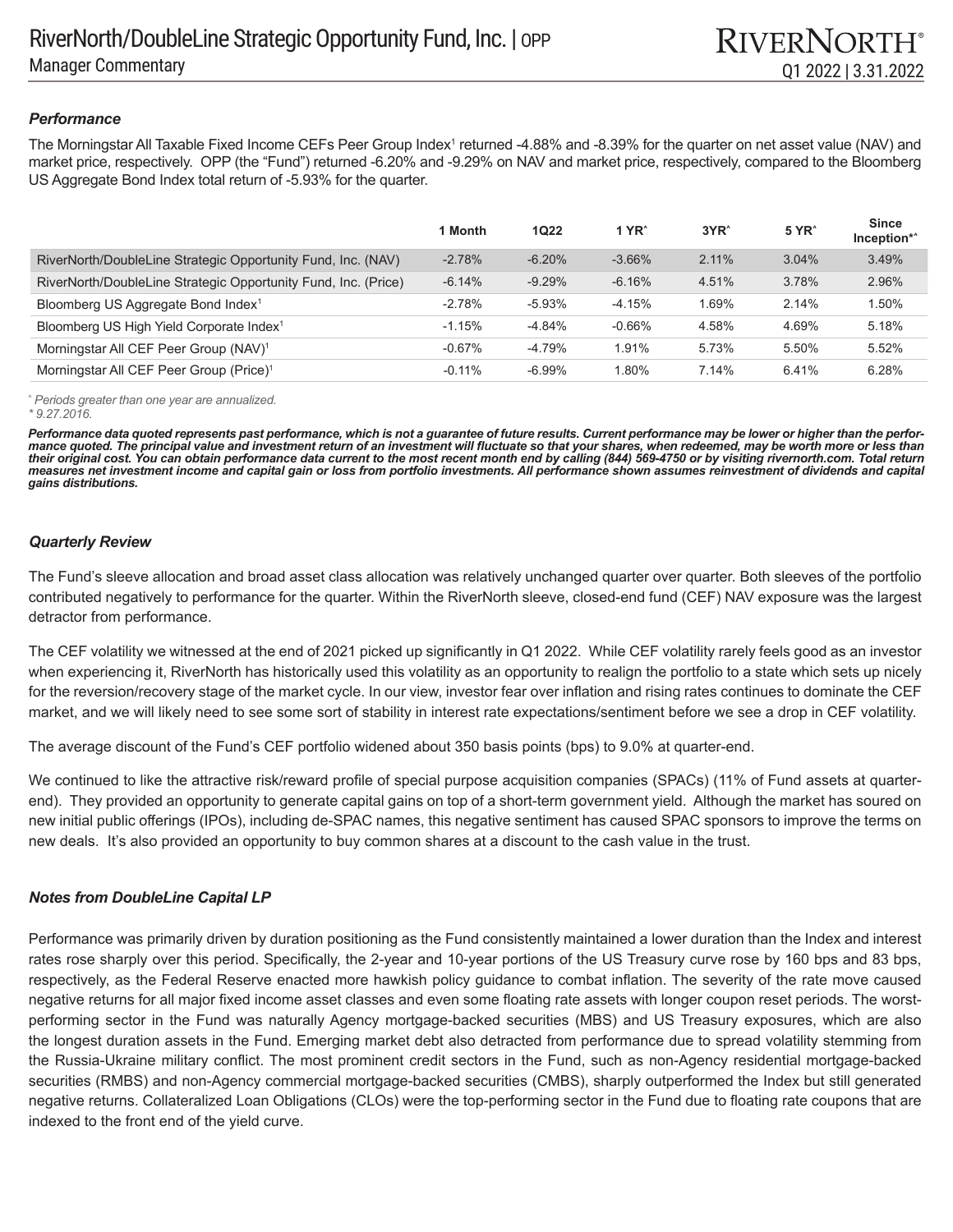# RiverNorth/DoubleLine Strategic Opportunity Fund, Inc. | OPP

Manager Commentary

Q1 2022 | 3.31.2022

### *Performance*

The Morningstar All Taxable Fixed Income CEFs Peer Group Index[1] returned -4.88% and -8.39% for the quarter on net asset value (NAV) and market price, respectively. OPP (the "Fund") returned -6.20% and -9.29% on NAV and market price, respectively, compared to the Bloomberg US Aggregate Bond Index total return of -5.93% for the quarter.

| | 1 Month | 1Q22 | 1 YR^ | 3YR^ | 5 YR^ | Since Inception*^ |
|---|---|---|---|---|---|---|
| RiverNorth/DoubleLine Strategic Opportunity Fund, Inc. (NAV) | -2.78% | -6.20% | -3.66% | 2.11% | 3.04% | 3.49% |
| RiverNorth/DoubleLine Strategic Opportunity Fund, Inc. (Price) | -6.14% | -9.29% | -6.16% | 4.51% | 3.78% | 2.96% |
| Bloomberg US Aggregate Bond Index[1] | -2.78% | -5.93% | -4.15% | 1.69% | 2.14% | 1.50% |
| Bloomberg US High Yield Corporate Index[1] | -1.15% | -4.84% | -0.66% | 4.58% | 4.69% | 5.18% |
| Morningstar All CEF Peer Group (NAV)[1] | -0.67% | -4.79% | 1.91% | 5.73% | 5.50% | 5.52% |
| Morningstar All CEF Peer Group (Price)[1] | -0.11% | -6.99% | 1.80% | 7.14% | 6.41% | 6.28% |

*^ Periods greater than one year are annualized.*
*\* 9.27.2016.*

***Performance data quoted represents past performance, which is not a guarantee of future results. Current performance may be lower or higher than the performance quoted. The principal value and investment return of an investment will fluctuate so that your shares, when redeemed, may be worth more or less than their original cost. You can obtain performance data current to the most recent month end by calling (844) 569-4750 or by visiting rivernorth.com. Total return measures net investment income and capital gain or loss from portfolio investments. All performance shown assumes reinvestment of dividends and capital gains distributions.***

### *Quarterly Review*

The Fund's sleeve allocation and broad asset class allocation was relatively unchanged quarter over quarter. Both sleeves of the portfolio contributed negatively to performance for the quarter. Within the RiverNorth sleeve, closed-end fund (CEF) NAV exposure was the largest detractor from performance.

The CEF volatility we witnessed at the end of 2021 picked up significantly in Q1 2022. While CEF volatility rarely feels good as an investor when experiencing it, RiverNorth has historically used this volatility as an opportunity to realign the portfolio to a state which sets up nicely for the reversion/recovery stage of the market cycle. In our view, investor fear over inflation and rising rates continues to dominate the CEF market, and we will likely need to see some sort of stability in interest rate expectations/sentiment before we see a drop in CEF volatility.

The average discount of the Fund's CEF portfolio widened about 350 basis points (bps) to 9.0% at quarter-end.

We continued to like the attractive risk/reward profile of special purpose acquisition companies (SPACs) (11% of Fund assets at quarter-end). They provided an opportunity to generate capital gains on top of a short-term government yield. Although the market has soured on new initial public offerings (IPOs), including de-SPAC names, this negative sentiment has caused SPAC sponsors to improve the terms on new deals. It's also provided an opportunity to buy common shares at a discount to the cash value in the trust.

### *Notes from DoubleLine Capital LP*

Performance was primarily driven by duration positioning as the Fund consistently maintained a lower duration than the Index and interest rates rose sharply over this period. Specifically, the 2-year and 10-year portions of the US Treasury curve rose by 160 bps and 83 bps, respectively, as the Federal Reserve enacted more hawkish policy guidance to combat inflation. The severity of the rate move caused negative returns for all major fixed income asset classes and even some floating rate assets with longer coupon reset periods. The worst-performing sector in the Fund was naturally Agency mortgage-backed securities (MBS) and US Treasury exposures, which are also the longest duration assets in the Fund. Emerging market debt also detracted from performance due to spread volatility stemming from the Russia-Ukraine military conflict. The most prominent credit sectors in the Fund, such as non-Agency residential mortgage-backed securities (RMBS) and non-Agency commercial mortgage-backed securities (CMBS), sharply outperformed the Index but still generated negative returns. Collateralized Loan Obligations (CLOs) were the top-performing sector in the Fund due to floating rate coupons that are indexed to the front end of the yield curve.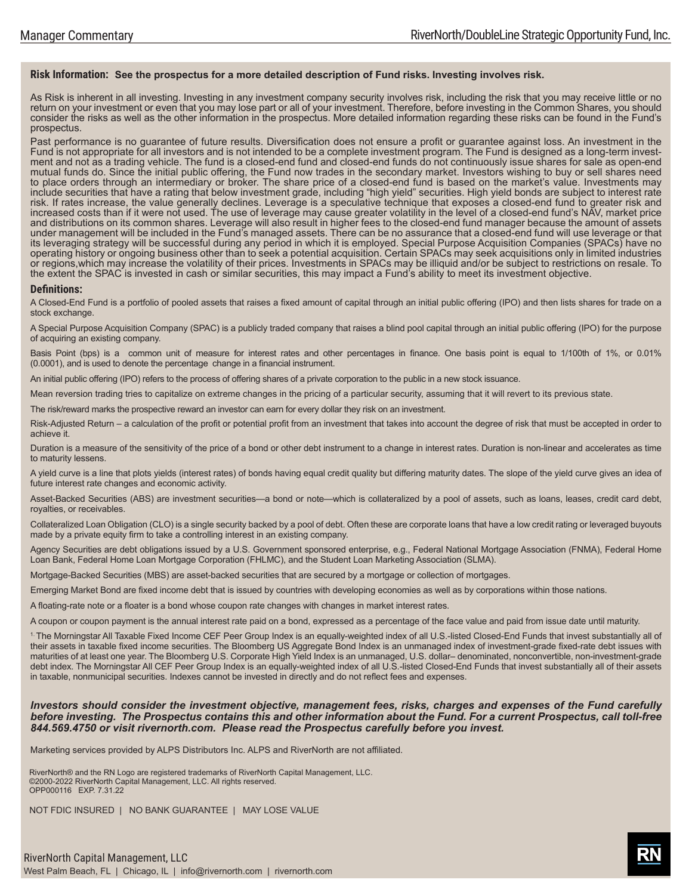**Risk Information: See the prospectus for a more detailed description of Fund risks. Investing involves risk.**

As Risk is inherent in all investing. Investing in any investment company security involves risk, including the risk that you may receive little or no return on your investment or even that you may lose part or all of your investment. Therefore, before investing in the Common Shares, you should consider the risks as well as the other information in the prospectus. More detailed information regarding these risks can be found in the Fund's prospectus.

Past performance is no guarantee of future results. Diversification does not ensure a profit or guarantee against loss. An investment in the Fund is not appropriate for all investors and is not intended to be a complete investment program. The Fund is designed as a long-term investment and not as a trading vehicle. The fund is a closed-end fund and closed-end funds do not continuously issue shares for sale as open-end mutual funds do. Since the initial public offering, the Fund now trades in the secondary market. Investors wishing to buy or sell shares need to place orders through an intermediary or broker. The share price of a closed-end fund is based on the market's value. Investments may include securities that have a rating that below investment grade, including "high yield" securities. High yield bonds are subject to interest rate risk. If rates increase, the value generally declines. Leverage is a speculative technique that exposes a closed-end fund to greater risk and increased costs than if it were not used. The use of leverage may cause greater volatility in the level of a closed-end fund's NAV, market price and distributions on its common shares. Leverage will also result in higher fees to the closed-end fund manager because the amount of assets under management will be included in the Fund's managed assets. There can be no assurance that a closed-end fund will use leverage or that its leveraging strategy will be successful during any period in which it is employed. Special Purpose Acquisition Companies (SPACs) have no operating history or ongoing business other than to seek a potential acquisition. Certain SPACs may seek acquisitions only in limited industries or regions,which may increase the volatility of their prices. Investments in SPACs may be illiquid and/or be subject to restrictions on resale. To the extent the SPAC is invested in cash or similar securities, this may impact a Fund's ability to meet its investment objective.

**Definitions:**

A Closed-End Fund is a portfolio of pooled assets that raises a fixed amount of capital through an initial public offering (IPO) and then lists shares for trade on a stock exchange.

A Special Purpose Acquisition Company (SPAC) is a publicly traded company that raises a blind pool capital through an initial public offering (IPO) for the purpose of acquiring an existing company.

Basis Point (bps) is a common unit of measure for interest rates and other percentages in finance. One basis point is equal to 1/100th of 1%, or 0.01% (0.0001), and is used to denote the percentage change in a financial instrument.

An initial public offering (IPO) refers to the process of offering shares of a private corporation to the public in a new stock issuance.

Mean reversion trading tries to capitalize on extreme changes in the pricing of a particular security, assuming that it will revert to its previous state.

The risk/reward marks the prospective reward an investor can earn for every dollar they risk on an investment.

Risk-Adjusted Return – a calculation of the profit or potential profit from an investment that takes into account the degree of risk that must be accepted in order to achieve it.

Duration is a measure of the sensitivity of the price of a bond or other debt instrument to a change in interest rates. Duration is non-linear and accelerates as time to maturity lessens.

A yield curve is a line that plots yields (interest rates) of bonds having equal credit quality but differing maturity dates. The slope of the yield curve gives an idea of future interest rate changes and economic activity.

Asset-Backed Securities (ABS) are investment securities—a bond or note—which is collateralized by a pool of assets, such as loans, leases, credit card debt, royalties, or receivables.

Collateralized Loan Obligation (CLO) is a single security backed by a pool of debt. Often these are corporate loans that have a low credit rating or leveraged buyouts made by a private equity firm to take a controlling interest in an existing company.

Agency Securities are debt obligations issued by a U.S. Government sponsored enterprise, e.g., Federal National Mortgage Association (FNMA), Federal Home Loan Bank, Federal Home Loan Mortgage Corporation (FHLMC), and the Student Loan Marketing Association (SLMA).

Mortgage-Backed Securities (MBS) are asset-backed securities that are secured by a mortgage or collection of mortgages.

Emerging Market Bond are fixed income debt that is issued by countries with developing economies as well as by corporations within those nations.

A floating-rate note or a floater is a bond whose coupon rate changes with changes in market interest rates.

A coupon or coupon payment is the annual interest rate paid on a bond, expressed as a percentage of the face value and paid from issue date until maturity.

[1] The Morningstar All Taxable Fixed Income CEF Peer Group Index is an equally-weighted index of all U.S.-listed Closed-End Funds that invest substantially all of their assets in taxable fixed income securities. The Bloomberg US Aggregate Bond Index is an unmanaged index of investment-grade fixed-rate debt issues with maturities of at least one year. The Bloomberg U.S. Corporate High Yield Index is an unmanaged, U.S. dollar– denominated, nonconvertible, non-investment-grade debt index. The Morningstar All CEF Peer Group Index is an equally-weighted index of all U.S.-listed Closed-End Funds that invest substantially all of their assets in taxable, nonmunicipal securities. Indexes cannot be invested in directly and do not reflect fees and expenses.

***Investors should consider the investment objective, management fees, risks, charges and expenses of the Fund carefully before investing. The Prospectus contains this and other information about the Fund. For a current Prospectus, call toll-free 844.569.4750 or visit rivernorth.com. Please read the Prospectus carefully before you invest.***

Marketing services provided by ALPS Distributors Inc. ALPS and RiverNorth are not affiliated.

RiverNorth® and the RN Logo are registered trademarks of RiverNorth Capital Management, LLC.
©2000-2022 RiverNorth Capital Management, LLC. All rights reserved.
OPP000116 EXP. 7.31.22

NOT FDIC INSURED | NO BANK GUARANTEE | MAY LOSE VALUE

RiverNorth Capital Management, LLC
West Palm Beach, FL | Chicago, IL | info@rivernorth.com | rivernorth.com